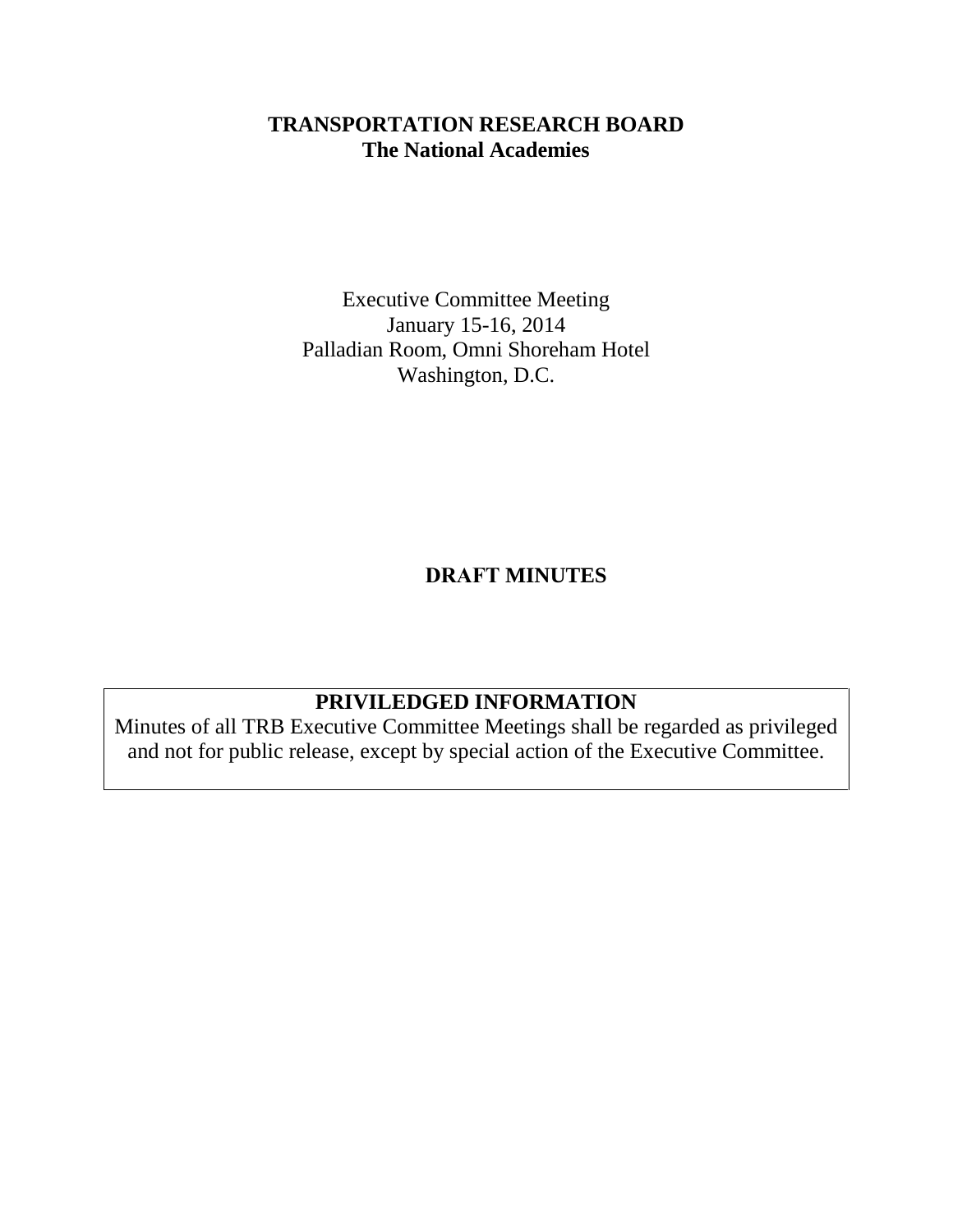# TRANSPORTATION RESEARCH BOARD
## The National Academies

Executive Committee Meeting
January 15-16, 2014
Palladian Room, Omni Shoreham Hotel
Washington, D.C.

**DRAFT MINUTES**

**PRIVILEDGED INFORMATION**

Minutes of all TRB Executive Committee Meetings shall be regarded as privileged and not for public release, except by special action of the Executive Committee.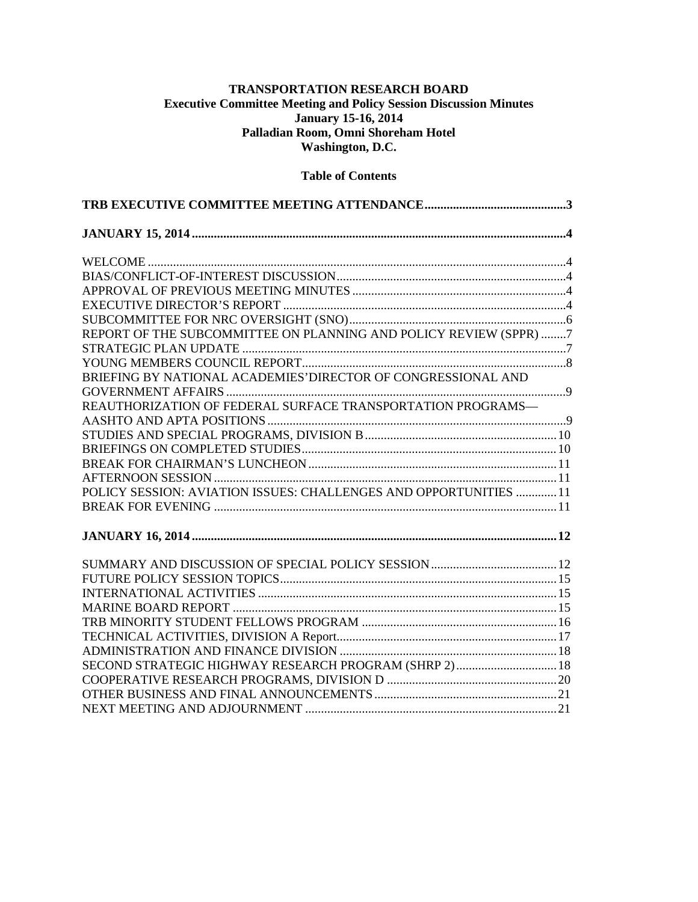**TRANSPORTATION RESEARCH BOARD**
**Executive Committee Meeting and Policy Session Discussion Minutes**
**January 15-16, 2014**
**Palladian Room, Omni Shoreham Hotel**
**Washington, D.C.**

**Table of Contents**

**TRB EXECUTIVE COMMITTEE MEETING ATTENDANCE....................3**

**JANUARY 15, 2014....................4**

WELCOME....................4
BIAS/CONFLICT-OF-INTEREST DISCUSSION....................4
APPROVAL OF PREVIOUS MEETING MINUTES....................4
EXECUTIVE DIRECTOR'S REPORT....................4
SUBCOMMITTEE FOR NRC OVERSIGHT (SNO)....................6
REPORT OF THE SUBCOMMITTEE ON PLANNING AND POLICY REVIEW (SPPR)....................7
STRATEGIC PLAN UPDATE....................7
YOUNG MEMBERS COUNCIL REPORT....................8
BRIEFING BY NATIONAL ACADEMIES' DIRECTOR OF CONGRESSIONAL AND GOVERNMENT AFFAIRS....................9
REAUTHORIZATION OF FEDERAL SURFACE TRANSPORTATION PROGRAMS—AASHTO AND APTA POSITIONS....................9
STUDIES AND SPECIAL PROGRAMS, DIVISION B....................10
BRIEFINGS ON COMPLETED STUDIES....................10
BREAK FOR CHAIRMAN'S LUNCHEON....................11
AFTERNOON SESSION....................11
POLICY SESSION: AVIATION ISSUES: CHALLENGES AND OPPORTUNITIES....................11
BREAK FOR EVENING....................11

**JANUARY 16, 2014....................12**

SUMMARY AND DISCUSSION OF SPECIAL POLICY SESSION....................12
FUTURE POLICY SESSION TOPICS....................15
INTERNATIONAL ACTIVITIES....................15
MARINE BOARD REPORT....................15
TRB MINORITY STUDENT FELLOWS PROGRAM....................16
TECHNICAL ACTIVITIES, DIVISION A Report....................17
ADMINISTRATION AND FINANCE DIVISION....................18
SECOND STRATEGIC HIGHWAY RESEARCH PROGRAM (SHRP 2)....................18
COOPERATIVE RESEARCH PROGRAMS, DIVISION D....................20
OTHER BUSINESS AND FINAL ANNOUNCEMENTS....................21
NEXT MEETING AND ADJOURNMENT....................21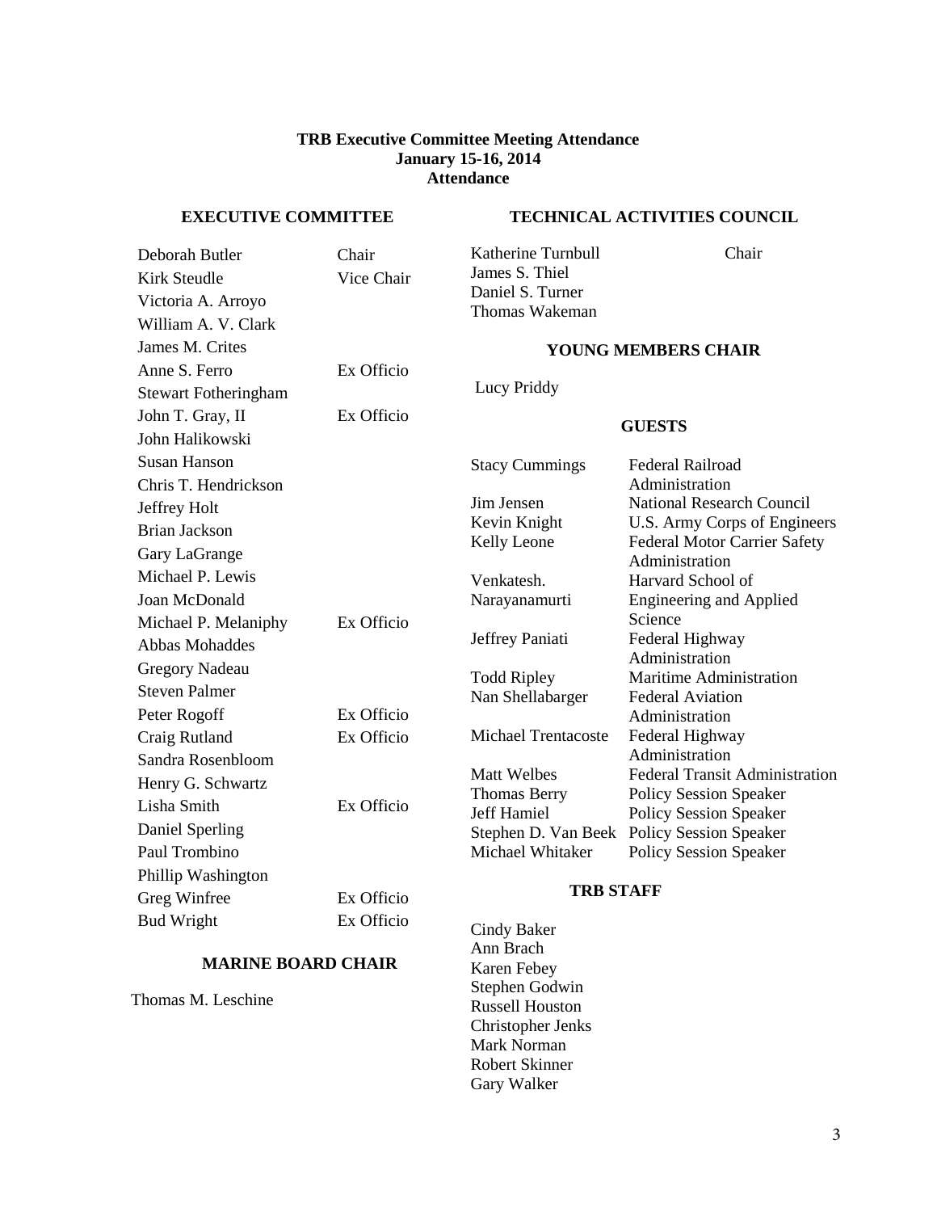**TRB Executive Committee Meeting Attendance**
**January 15-16, 2014**
**Attendance**

## EXECUTIVE COMMITTEE

| Name | Role |
| --- | --- |
| Deborah Butler | Chair |
| Kirk Steudle | Vice Chair |
| Victoria A. Arroyo | |
| William A. V. Clark | |
| James M. Crites | |
| Anne S. Ferro | Ex Officio |
| Stewart Fotheringham | |
| John T. Gray, II | Ex Officio |
| John Halikowski | |
| Susan Hanson | |
| Chris T. Hendrickson | |
| Jeffrey Holt | |
| Brian Jackson | |
| Gary LaGrange | |
| Michael P. Lewis | |
| Joan McDonald | |
| Michael P. Melaniphy | Ex Officio |
| Abbas Mohaddes | |
| Gregory Nadeau | |
| Steven Palmer | |
| Peter Rogoff | Ex Officio |
| Craig Rutland | Ex Officio |
| Sandra Rosenbloom | |
| Henry G. Schwartz | |
| Lisha Smith | Ex Officio |
| Daniel Sperling | |
| Paul Trombino | |
| Phillip Washington | |
| Greg Winfree | Ex Officio |
| Bud Wright | Ex Officio |

## MARINE BOARD CHAIR

Thomas M. Leschine

## TECHNICAL ACTIVITIES COUNCIL

| Name | Role |
| --- | --- |
| Katherine Turnbull | Chair |
| James S. Thiel | |
| Daniel S. Turner | |
| Thomas Wakeman | |

## YOUNG MEMBERS CHAIR

Lucy Priddy

## GUESTS

| Name | Affiliation |
| --- | --- |
| Stacy Cummings | Federal Railroad Administration |
| Jim Jensen | National Research Council |
| Kevin Knight | U.S. Army Corps of Engineers |
| Kelly Leone | Federal Motor Carrier Safety Administration |
| Venkatesh. Narayanamurti | Harvard School of Engineering and Applied Science |
| Jeffrey Paniati | Federal Highway Administration |
| Todd Ripley | Maritime Administration |
| Nan Shellabarger | Federal Aviation Administration |
| Michael Trentacoste | Federal Highway Administration |
| Matt Welbes | Federal Transit Administration |
| Thomas Berry | Policy Session Speaker |
| Jeff Hamiel | Policy Session Speaker |
| Stephen D. Van Beek | Policy Session Speaker |
| Michael Whitaker | Policy Session Speaker |

## TRB STAFF

Cindy Baker
Ann Brach
Karen Febey
Stephen Godwin
Russell Houston
Christopher Jenks
Mark Norman
Robert Skinner
Gary Walker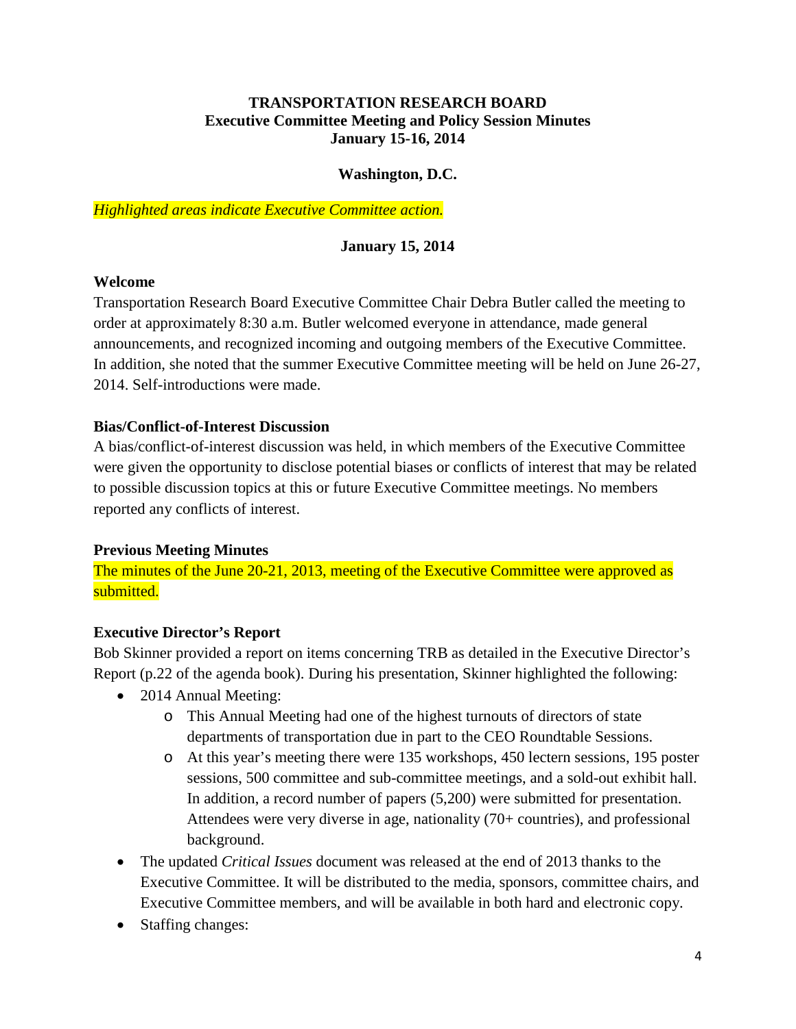**TRANSPORTATION RESEARCH BOARD**
**Executive Committee Meeting and Policy Session Minutes**
**January 15-16, 2014**

**Washington, D.C.**

*Highlighted areas indicate Executive Committee action.*

**January 15, 2014**

**Welcome**

Transportation Research Board Executive Committee Chair Debra Butler called the meeting to order at approximately 8:30 a.m. Butler welcomed everyone in attendance, made general announcements, and recognized incoming and outgoing members of the Executive Committee. In addition, she noted that the summer Executive Committee meeting will be held on June 26-27, 2014. Self-introductions were made.

**Bias/Conflict-of-Interest Discussion**

A bias/conflict-of-interest discussion was held, in which members of the Executive Committee were given the opportunity to disclose potential biases or conflicts of interest that may be related to possible discussion topics at this or future Executive Committee meetings. No members reported any conflicts of interest.

**Previous Meeting Minutes**

The minutes of the June 20-21, 2013, meeting of the Executive Committee were approved as submitted.

**Executive Director's Report**

Bob Skinner provided a report on items concerning TRB as detailed in the Executive Director's Report (p.22 of the agenda book). During his presentation, Skinner highlighted the following:

- 2014 Annual Meeting:
    - This Annual Meeting had one of the highest turnouts of directors of state departments of transportation due in part to the CEO Roundtable Sessions.
    - At this year's meeting there were 135 workshops, 450 lectern sessions, 195 poster sessions, 500 committee and sub-committee meetings, and a sold-out exhibit hall. In addition, a record number of papers (5,200) were submitted for presentation. Attendees were very diverse in age, nationality (70+ countries), and professional background.
- The updated *Critical Issues* document was released at the end of 2013 thanks to the Executive Committee. It will be distributed to the media, sponsors, committee chairs, and Executive Committee members, and will be available in both hard and electronic copy.
- Staffing changes: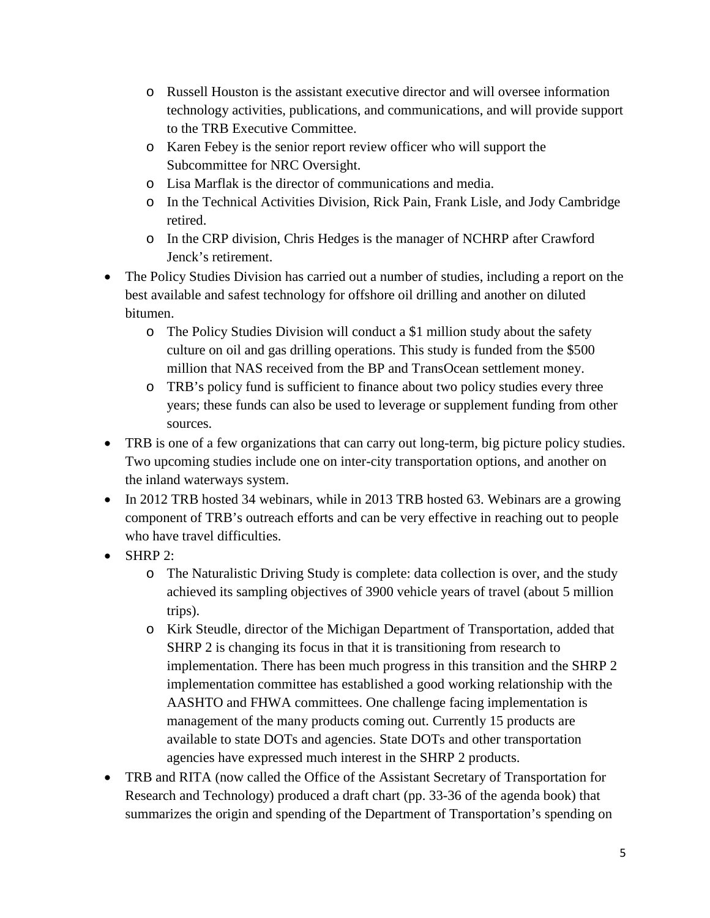- Russell Houston is the assistant executive director and will oversee information technology activities, publications, and communications, and will provide support to the TRB Executive Committee.
  - Karen Febey is the senior report review officer who will support the Subcommittee for NRC Oversight.
  - Lisa Marflak is the director of communications and media.
  - In the Technical Activities Division, Rick Pain, Frank Lisle, and Jody Cambridge retired.
  - In the CRP division, Chris Hedges is the manager of NCHRP after Crawford Jenck's retirement.
- The Policy Studies Division has carried out a number of studies, including a report on the best available and safest technology for offshore oil drilling and another on diluted bitumen.
  - The Policy Studies Division will conduct a $1 million study about the safety culture on oil and gas drilling operations. This study is funded from the $500 million that NAS received from the BP and TransOcean settlement money.
  - TRB's policy fund is sufficient to finance about two policy studies every three years; these funds can also be used to leverage or supplement funding from other sources.
- TRB is one of a few organizations that can carry out long-term, big picture policy studies. Two upcoming studies include one on inter-city transportation options, and another on the inland waterways system.
- In 2012 TRB hosted 34 webinars, while in 2013 TRB hosted 63. Webinars are a growing component of TRB's outreach efforts and can be very effective in reaching out to people who have travel difficulties.
- SHRP 2:
  - The Naturalistic Driving Study is complete: data collection is over, and the study achieved its sampling objectives of 3900 vehicle years of travel (about 5 million trips).
  - Kirk Steudle, director of the Michigan Department of Transportation, added that SHRP 2 is changing its focus in that it is transitioning from research to implementation. There has been much progress in this transition and the SHRP 2 implementation committee has established a good working relationship with the AASHTO and FHWA committees. One challenge facing implementation is management of the many products coming out. Currently 15 products are available to state DOTs and agencies. State DOTs and other transportation agencies have expressed much interest in the SHRP 2 products.
- TRB and RITA (now called the Office of the Assistant Secretary of Transportation for Research and Technology) produced a draft chart (pp. 33-36 of the agenda book) that summarizes the origin and spending of the Department of Transportation's spending on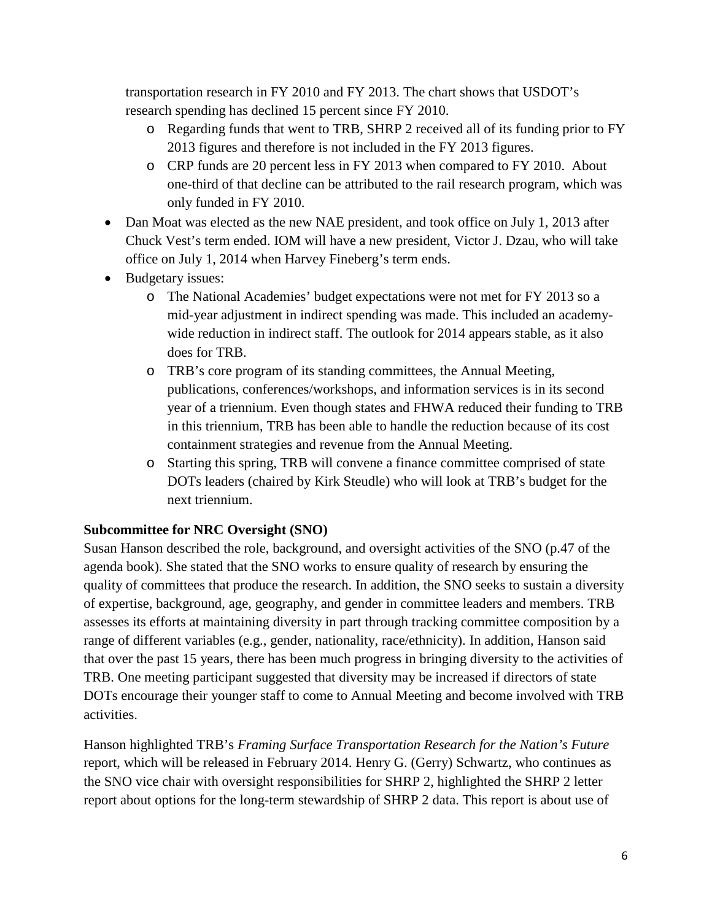transportation research in FY 2010 and FY 2013. The chart shows that USDOT's research spending has declined 15 percent since FY 2010.

  - Regarding funds that went to TRB, SHRP 2 received all of its funding prior to FY 2013 figures and therefore is not included in the FY 2013 figures.
  - CRP funds are 20 percent less in FY 2013 when compared to FY 2010. About one-third of that decline can be attributed to the rail research program, which was only funded in FY 2010.
- Dan Moat was elected as the new NAE president, and took office on July 1, 2013 after Chuck Vest's term ended. IOM will have a new president, Victor J. Dzau, who will take office on July 1, 2014 when Harvey Fineberg's term ends.
- Budgetary issues:
  - The National Academies' budget expectations were not met for FY 2013 so a mid-year adjustment in indirect spending was made. This included an academy-wide reduction in indirect staff. The outlook for 2014 appears stable, as it also does for TRB.
  - TRB's core program of its standing committees, the Annual Meeting, publications, conferences/workshops, and information services is in its second year of a triennium. Even though states and FHWA reduced their funding to TRB in this triennium, TRB has been able to handle the reduction because of its cost containment strategies and revenue from the Annual Meeting.
  - Starting this spring, TRB will convene a finance committee comprised of state DOTs leaders (chaired by Kirk Steudle) who will look at TRB's budget for the next triennium.

**Subcommittee for NRC Oversight (SNO)**

Susan Hanson described the role, background, and oversight activities of the SNO (p.47 of the agenda book). She stated that the SNO works to ensure quality of research by ensuring the quality of committees that produce the research. In addition, the SNO seeks to sustain a diversity of expertise, background, age, geography, and gender in committee leaders and members. TRB assesses its efforts at maintaining diversity in part through tracking committee composition by a range of different variables (e.g., gender, nationality, race/ethnicity). In addition, Hanson said that over the past 15 years, there has been much progress in bringing diversity to the activities of TRB. One meeting participant suggested that diversity may be increased if directors of state DOTs encourage their younger staff to come to Annual Meeting and become involved with TRB activities.

Hanson highlighted TRB's *Framing Surface Transportation Research for the Nation's Future* report, which will be released in February 2014. Henry G. (Gerry) Schwartz, who continues as the SNO vice chair with oversight responsibilities for SHRP 2, highlighted the SHRP 2 letter report about options for the long-term stewardship of SHRP 2 data. This report is about use of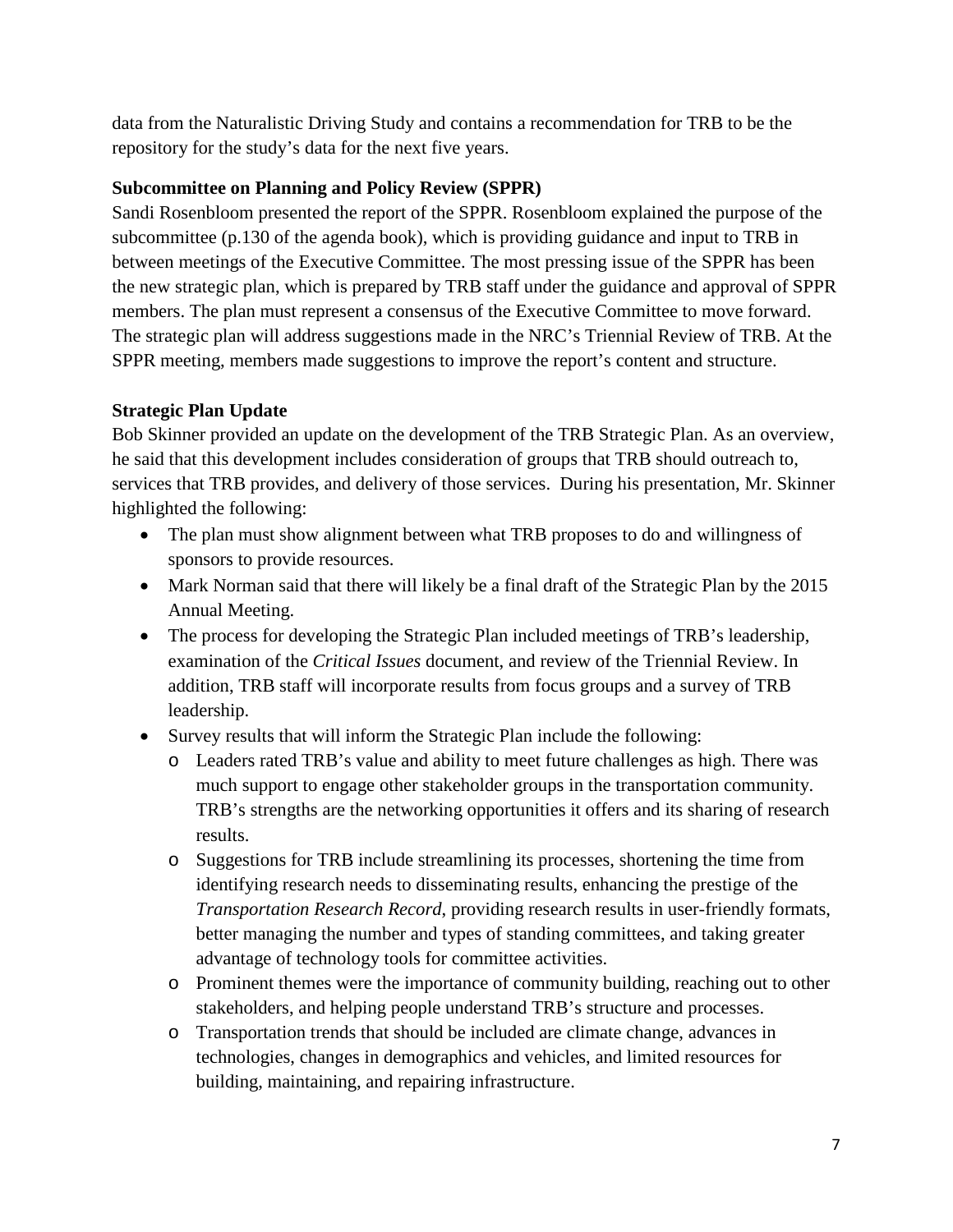data from the Naturalistic Driving Study and contains a recommendation for TRB to be the repository for the study's data for the next five years.

**Subcommittee on Planning and Policy Review (SPPR)**

Sandi Rosenbloom presented the report of the SPPR. Rosenbloom explained the purpose of the subcommittee (p.130 of the agenda book), which is providing guidance and input to TRB in between meetings of the Executive Committee. The most pressing issue of the SPPR has been the new strategic plan, which is prepared by TRB staff under the guidance and approval of SPPR members. The plan must represent a consensus of the Executive Committee to move forward. The strategic plan will address suggestions made in the NRC's Triennial Review of TRB. At the SPPR meeting, members made suggestions to improve the report's content and structure.

**Strategic Plan Update**

Bob Skinner provided an update on the development of the TRB Strategic Plan. As an overview, he said that this development includes consideration of groups that TRB should outreach to, services that TRB provides, and delivery of those services. During his presentation, Mr. Skinner highlighted the following:

- The plan must show alignment between what TRB proposes to do and willingness of sponsors to provide resources.
- Mark Norman said that there will likely be a final draft of the Strategic Plan by the 2015 Annual Meeting.
- The process for developing the Strategic Plan included meetings of TRB's leadership, examination of the *Critical Issues* document, and review of the Triennial Review. In addition, TRB staff will incorporate results from focus groups and a survey of TRB leadership.
- Survey results that will inform the Strategic Plan include the following:
  - Leaders rated TRB's value and ability to meet future challenges as high. There was much support to engage other stakeholder groups in the transportation community. TRB's strengths are the networking opportunities it offers and its sharing of research results.
  - Suggestions for TRB include streamlining its processes, shortening the time from identifying research needs to disseminating results, enhancing the prestige of the *Transportation Research Record*, providing research results in user-friendly formats, better managing the number and types of standing committees, and taking greater advantage of technology tools for committee activities.
  - Prominent themes were the importance of community building, reaching out to other stakeholders, and helping people understand TRB's structure and processes.
  - Transportation trends that should be included are climate change, advances in technologies, changes in demographics and vehicles, and limited resources for building, maintaining, and repairing infrastructure.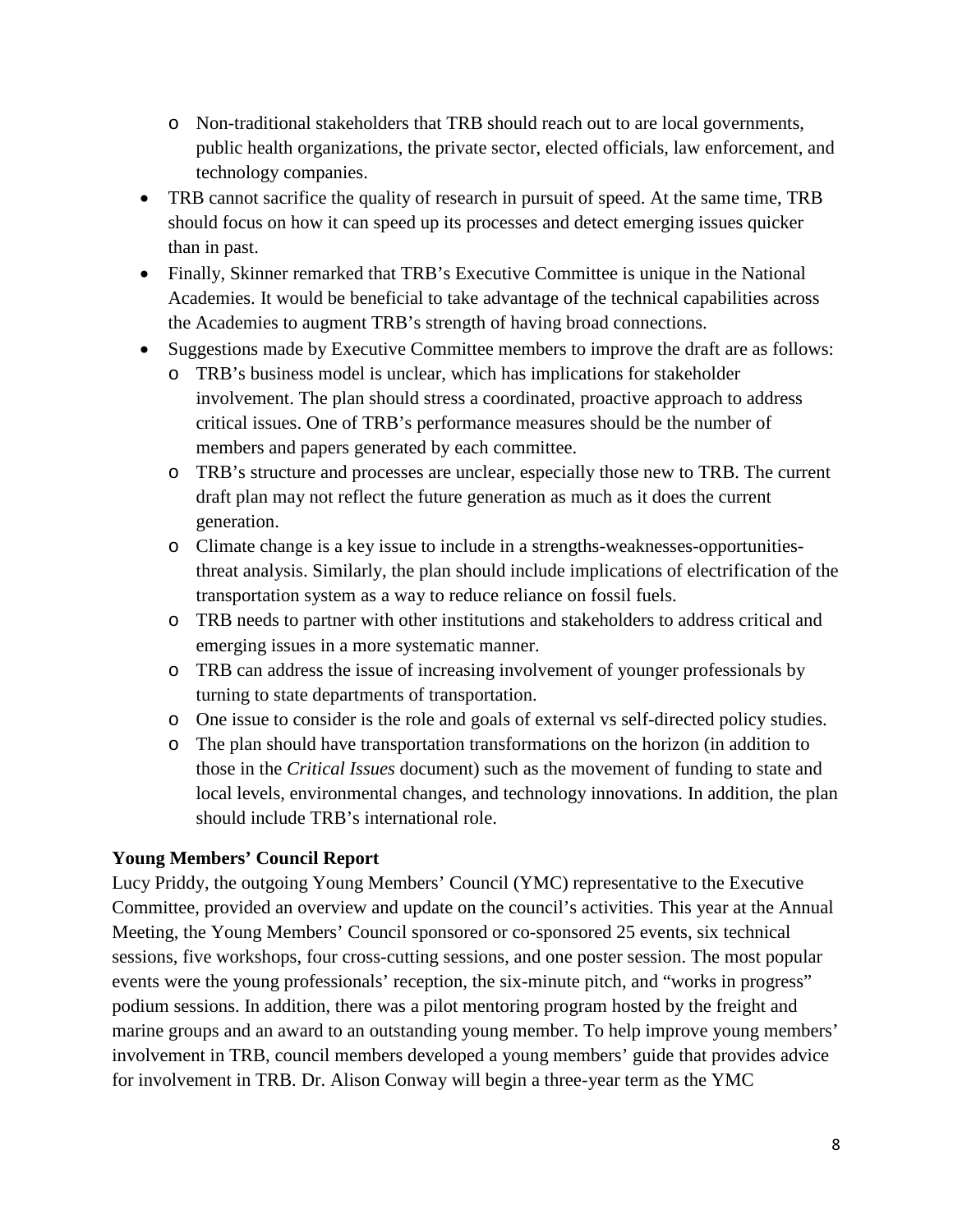- Non-traditional stakeholders that TRB should reach out to are local governments, public health organizations, the private sector, elected officials, law enforcement, and technology companies.

- TRB cannot sacrifice the quality of research in pursuit of speed. At the same time, TRB should focus on how it can speed up its processes and detect emerging issues quicker than in past.
- Finally, Skinner remarked that TRB's Executive Committee is unique in the National Academies. It would be beneficial to take advantage of the technical capabilities across the Academies to augment TRB's strength of having broad connections.
- Suggestions made by Executive Committee members to improve the draft are as follows:
  - TRB's business model is unclear, which has implications for stakeholder involvement. The plan should stress a coordinated, proactive approach to address critical issues. One of TRB's performance measures should be the number of members and papers generated by each committee.
  - TRB's structure and processes are unclear, especially those new to TRB. The current draft plan may not reflect the future generation as much as it does the current generation.
  - Climate change is a key issue to include in a strengths-weaknesses-opportunities-threat analysis. Similarly, the plan should include implications of electrification of the transportation system as a way to reduce reliance on fossil fuels.
  - TRB needs to partner with other institutions and stakeholders to address critical and emerging issues in a more systematic manner.
  - TRB can address the issue of increasing involvement of younger professionals by turning to state departments of transportation.
  - One issue to consider is the role and goals of external vs self-directed policy studies.
  - The plan should have transportation transformations on the horizon (in addition to those in the *Critical Issues* document) such as the movement of funding to state and local levels, environmental changes, and technology innovations. In addition, the plan should include TRB's international role.

**Young Members' Council Report**

Lucy Priddy, the outgoing Young Members' Council (YMC) representative to the Executive Committee, provided an overview and update on the council's activities. This year at the Annual Meeting, the Young Members' Council sponsored or co-sponsored 25 events, six technical sessions, five workshops, four cross-cutting sessions, and one poster session. The most popular events were the young professionals' reception, the six-minute pitch, and "works in progress" podium sessions. In addition, there was a pilot mentoring program hosted by the freight and marine groups and an award to an outstanding young member. To help improve young members' involvement in TRB, council members developed a young members' guide that provides advice for involvement in TRB. Dr. Alison Conway will begin a three-year term as the YMC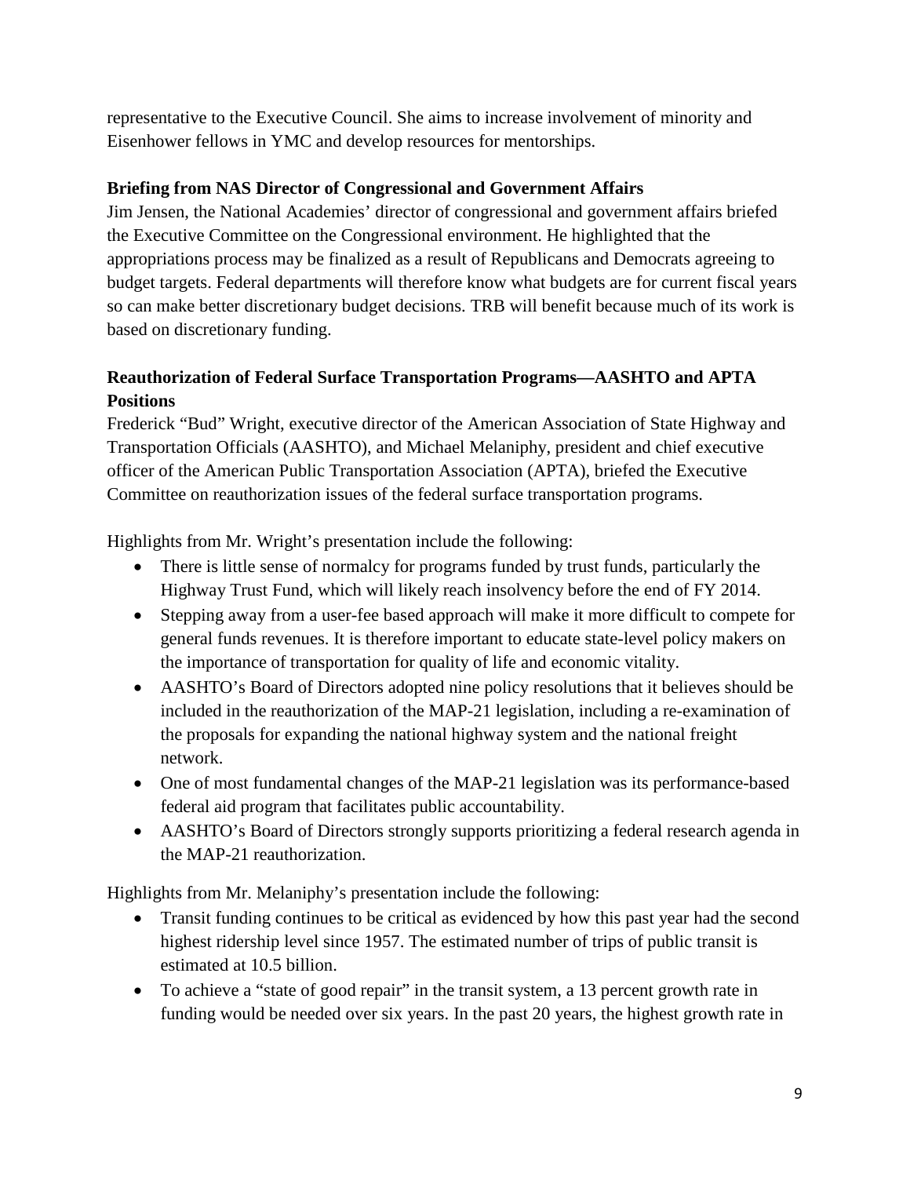representative to the Executive Council. She aims to increase involvement of minority and Eisenhower fellows in YMC and develop resources for mentorships.

**Briefing from NAS Director of Congressional and Government Affairs**

Jim Jensen, the National Academies' director of congressional and government affairs briefed the Executive Committee on the Congressional environment. He highlighted that the appropriations process may be finalized as a result of Republicans and Democrats agreeing to budget targets. Federal departments will therefore know what budgets are for current fiscal years so can make better discretionary budget decisions. TRB will benefit because much of its work is based on discretionary funding.

**Reauthorization of Federal Surface Transportation Programs—AASHTO and APTA Positions**

Frederick "Bud" Wright, executive director of the American Association of State Highway and Transportation Officials (AASHTO), and Michael Melaniphy, president and chief executive officer of the American Public Transportation Association (APTA), briefed the Executive Committee on reauthorization issues of the federal surface transportation programs.

Highlights from Mr. Wright's presentation include the following:

- There is little sense of normalcy for programs funded by trust funds, particularly the Highway Trust Fund, which will likely reach insolvency before the end of FY 2014.
- Stepping away from a user-fee based approach will make it more difficult to compete for general funds revenues. It is therefore important to educate state-level policy makers on the importance of transportation for quality of life and economic vitality.
- AASHTO's Board of Directors adopted nine policy resolutions that it believes should be included in the reauthorization of the MAP-21 legislation, including a re-examination of the proposals for expanding the national highway system and the national freight network.
- One of most fundamental changes of the MAP-21 legislation was its performance-based federal aid program that facilitates public accountability.
- AASHTO's Board of Directors strongly supports prioritizing a federal research agenda in the MAP-21 reauthorization.

Highlights from Mr. Melaniphy's presentation include the following:

- Transit funding continues to be critical as evidenced by how this past year had the second highest ridership level since 1957. The estimated number of trips of public transit is estimated at 10.5 billion.
- To achieve a "state of good repair" in the transit system, a 13 percent growth rate in funding would be needed over six years. In the past 20 years, the highest growth rate in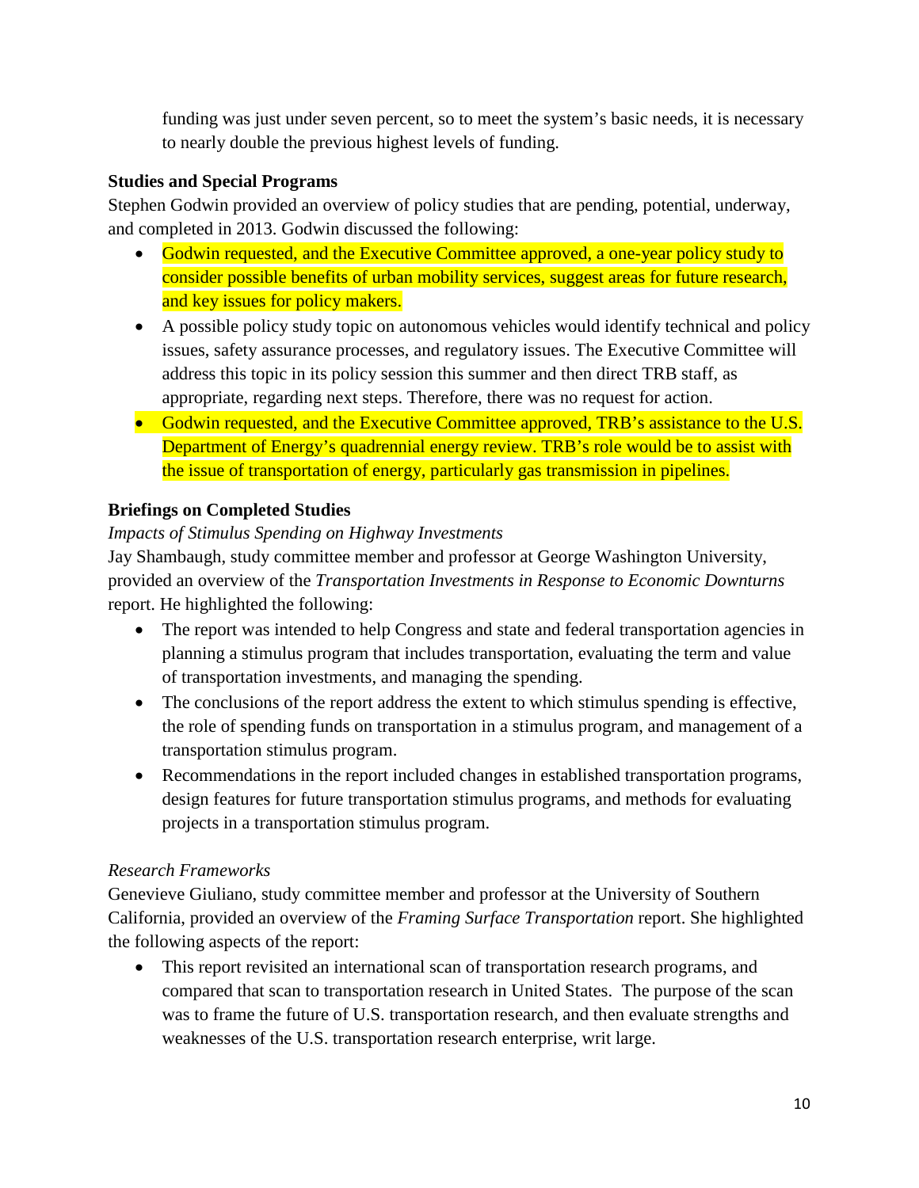funding was just under seven percent, so to meet the system's basic needs, it is necessary to nearly double the previous highest levels of funding.

**Studies and Special Programs**

Stephen Godwin provided an overview of policy studies that are pending, potential, underway, and completed in 2013. Godwin discussed the following:

- Godwin requested, and the Executive Committee approved, a one-year policy study to consider possible benefits of urban mobility services, suggest areas for future research, and key issues for policy makers.
- A possible policy study topic on autonomous vehicles would identify technical and policy issues, safety assurance processes, and regulatory issues. The Executive Committee will address this topic in its policy session this summer and then direct TRB staff, as appropriate, regarding next steps. Therefore, there was no request for action.
- Godwin requested, and the Executive Committee approved, TRB's assistance to the U.S. Department of Energy's quadrennial energy review. TRB's role would be to assist with the issue of transportation of energy, particularly gas transmission in pipelines.

**Briefings on Completed Studies**

*Impacts of Stimulus Spending on Highway Investments*

Jay Shambaugh, study committee member and professor at George Washington University, provided an overview of the *Transportation Investments in Response to Economic Downturns* report. He highlighted the following:

- The report was intended to help Congress and state and federal transportation agencies in planning a stimulus program that includes transportation, evaluating the term and value of transportation investments, and managing the spending.
- The conclusions of the report address the extent to which stimulus spending is effective, the role of spending funds on transportation in a stimulus program, and management of a transportation stimulus program.
- Recommendations in the report included changes in established transportation programs, design features for future transportation stimulus programs, and methods for evaluating projects in a transportation stimulus program.

*Research Frameworks*

Genevieve Giuliano, study committee member and professor at the University of Southern California, provided an overview of the *Framing Surface Transportation* report. She highlighted the following aspects of the report:

- This report revisited an international scan of transportation research programs, and compared that scan to transportation research in United States. The purpose of the scan was to frame the future of U.S. transportation research, and then evaluate strengths and weaknesses of the U.S. transportation research enterprise, writ large.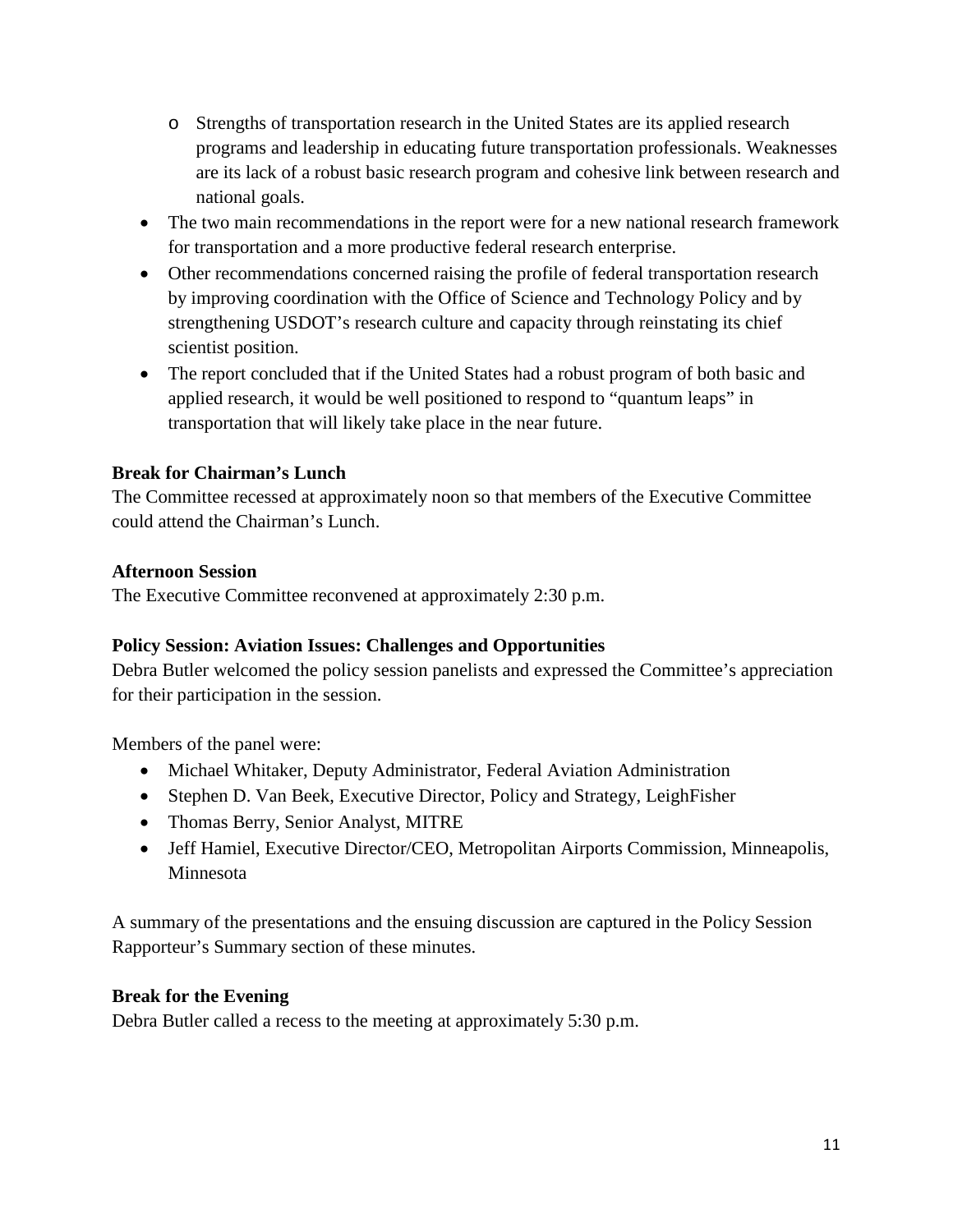- Strengths of transportation research in the United States are its applied research programs and leadership in educating future transportation professionals. Weaknesses are its lack of a robust basic research program and cohesive link between research and national goals.
- The two main recommendations in the report were for a new national research framework for transportation and a more productive federal research enterprise.
- Other recommendations concerned raising the profile of federal transportation research by improving coordination with the Office of Science and Technology Policy and by strengthening USDOT's research culture and capacity through reinstating its chief scientist position.
- The report concluded that if the United States had a robust program of both basic and applied research, it would be well positioned to respond to "quantum leaps" in transportation that will likely take place in the near future.

**Break for Chairman's Lunch**

The Committee recessed at approximately noon so that members of the Executive Committee could attend the Chairman's Lunch.

**Afternoon Session**

The Executive Committee reconvened at approximately 2:30 p.m.

**Policy Session: Aviation Issues: Challenges and Opportunities**

Debra Butler welcomed the policy session panelists and expressed the Committee's appreciation for their participation in the session.

Members of the panel were:

- Michael Whitaker, Deputy Administrator, Federal Aviation Administration
- Stephen D. Van Beek, Executive Director, Policy and Strategy, LeighFisher
- Thomas Berry, Senior Analyst, MITRE
- Jeff Hamiel, Executive Director/CEO, Metropolitan Airports Commission, Minneapolis, Minnesota

A summary of the presentations and the ensuing discussion are captured in the Policy Session Rapporteur's Summary section of these minutes.

**Break for the Evening**

Debra Butler called a recess to the meeting at approximately 5:30 p.m.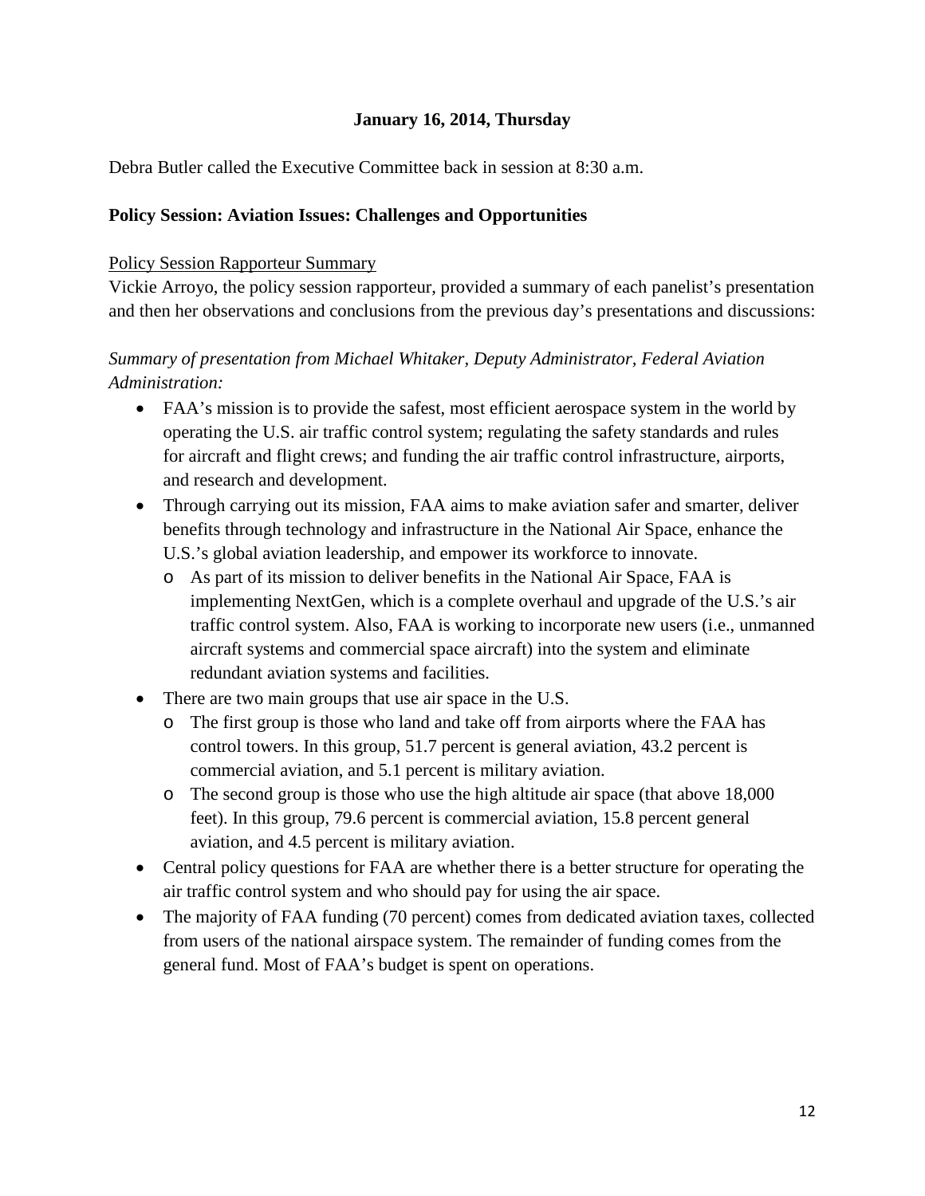**January 16, 2014, Thursday**

Debra Butler called the Executive Committee back in session at 8:30 a.m.

**Policy Session: Aviation Issues: Challenges and Opportunities**

Policy Session Rapporteur Summary

Vickie Arroyo, the policy session rapporteur, provided a summary of each panelist's presentation and then her observations and conclusions from the previous day's presentations and discussions:

*Summary of presentation from Michael Whitaker, Deputy Administrator, Federal Aviation Administration:*

- FAA's mission is to provide the safest, most efficient aerospace system in the world by operating the U.S. air traffic control system; regulating the safety standards and rules for aircraft and flight crews; and funding the air traffic control infrastructure, airports, and research and development.
- Through carrying out its mission, FAA aims to make aviation safer and smarter, deliver benefits through technology and infrastructure in the National Air Space, enhance the U.S.'s global aviation leadership, and empower its workforce to innovate.
  - As part of its mission to deliver benefits in the National Air Space, FAA is implementing NextGen, which is a complete overhaul and upgrade of the U.S.'s air traffic control system. Also, FAA is working to incorporate new users (i.e., unmanned aircraft systems and commercial space aircraft) into the system and eliminate redundant aviation systems and facilities.
- There are two main groups that use air space in the U.S.
  - The first group is those who land and take off from airports where the FAA has control towers. In this group, 51.7 percent is general aviation, 43.2 percent is commercial aviation, and 5.1 percent is military aviation.
  - The second group is those who use the high altitude air space (that above 18,000 feet). In this group, 79.6 percent is commercial aviation, 15.8 percent general aviation, and 4.5 percent is military aviation.
- Central policy questions for FAA are whether there is a better structure for operating the air traffic control system and who should pay for using the air space.
- The majority of FAA funding (70 percent) comes from dedicated aviation taxes, collected from users of the national airspace system. The remainder of funding comes from the general fund. Most of FAA's budget is spent on operations.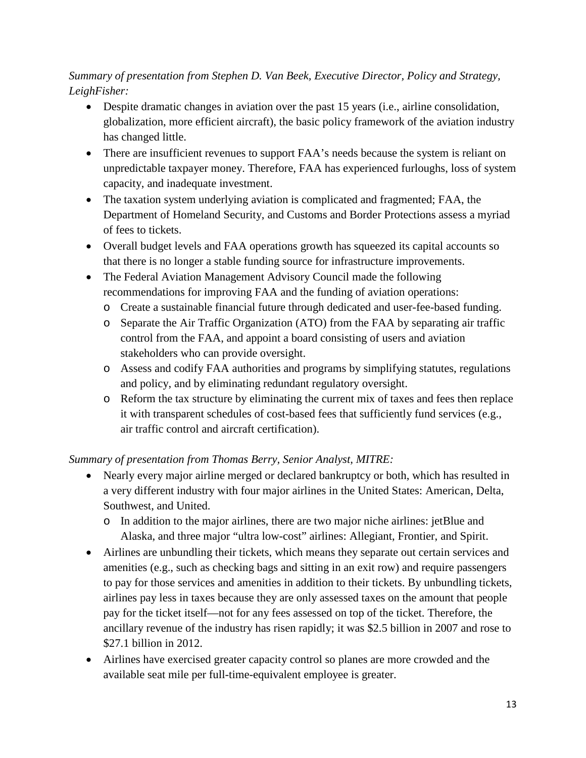*Summary of presentation from Stephen D. Van Beek, Executive Director, Policy and Strategy, LeighFisher:*

- Despite dramatic changes in aviation over the past 15 years (i.e., airline consolidation, globalization, more efficient aircraft), the basic policy framework of the aviation industry has changed little.
- There are insufficient revenues to support FAA's needs because the system is reliant on unpredictable taxpayer money. Therefore, FAA has experienced furloughs, loss of system capacity, and inadequate investment.
- The taxation system underlying aviation is complicated and fragmented; FAA, the Department of Homeland Security, and Customs and Border Protections assess a myriad of fees to tickets.
- Overall budget levels and FAA operations growth has squeezed its capital accounts so that there is no longer a stable funding source for infrastructure improvements.
- The Federal Aviation Management Advisory Council made the following recommendations for improving FAA and the funding of aviation operations:
  - Create a sustainable financial future through dedicated and user-fee-based funding.
  - Separate the Air Traffic Organization (ATO) from the FAA by separating air traffic control from the FAA, and appoint a board consisting of users and aviation stakeholders who can provide oversight.
  - Assess and codify FAA authorities and programs by simplifying statutes, regulations and policy, and by eliminating redundant regulatory oversight.
  - Reform the tax structure by eliminating the current mix of taxes and fees then replace it with transparent schedules of cost-based fees that sufficiently fund services (e.g., air traffic control and aircraft certification).

*Summary of presentation from Thomas Berry, Senior Analyst, MITRE:*

- Nearly every major airline merged or declared bankruptcy or both, which has resulted in a very different industry with four major airlines in the United States: American, Delta, Southwest, and United.
  - In addition to the major airlines, there are two major niche airlines: jetBlue and Alaska, and three major "ultra low-cost" airlines: Allegiant, Frontier, and Spirit.
- Airlines are unbundling their tickets, which means they separate out certain services and amenities (e.g., such as checking bags and sitting in an exit row) and require passengers to pay for those services and amenities in addition to their tickets. By unbundling tickets, airlines pay less in taxes because they are only assessed taxes on the amount that people pay for the ticket itself—not for any fees assessed on top of the ticket. Therefore, the ancillary revenue of the industry has risen rapidly; it was $2.5 billion in 2007 and rose to $27.1 billion in 2012.
- Airlines have exercised greater capacity control so planes are more crowded and the available seat mile per full-time-equivalent employee is greater.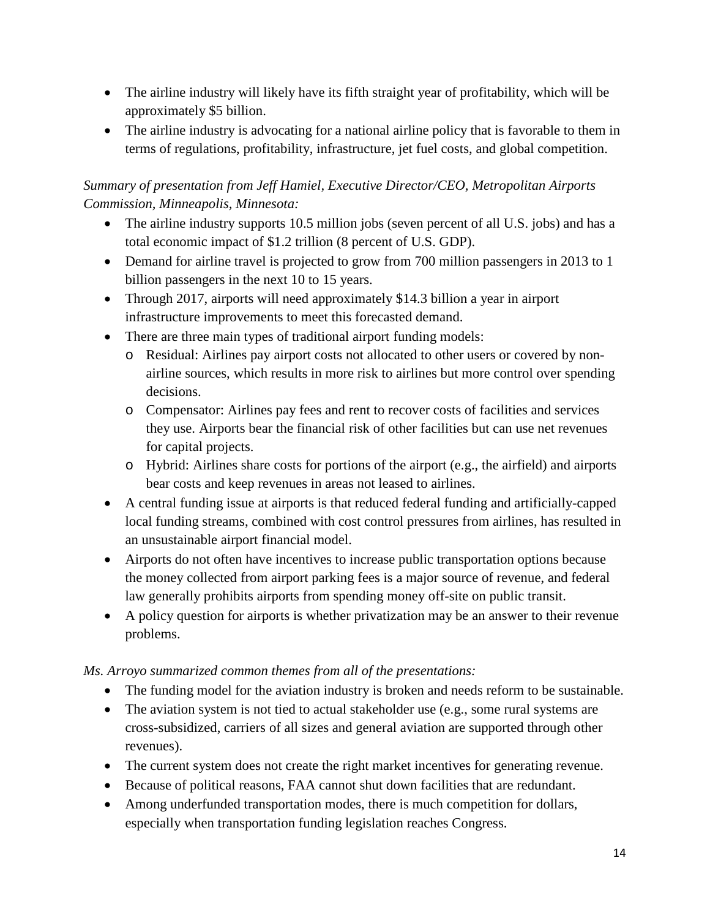- The airline industry will likely have its fifth straight year of profitability, which will be approximately $5 billion.
- The airline industry is advocating for a national airline policy that is favorable to them in terms of regulations, profitability, infrastructure, jet fuel costs, and global competition.

*Summary of presentation from Jeff Hamiel, Executive Director/CEO, Metropolitan Airports Commission, Minneapolis, Minnesota:*

- The airline industry supports 10.5 million jobs (seven percent of all U.S. jobs) and has a total economic impact of $1.2 trillion (8 percent of U.S. GDP).
- Demand for airline travel is projected to grow from 700 million passengers in 2013 to 1 billion passengers in the next 10 to 15 years.
- Through 2017, airports will need approximately $14.3 billion a year in airport infrastructure improvements to meet this forecasted demand.
- There are three main types of traditional airport funding models:
  - Residual: Airlines pay airport costs not allocated to other users or covered by non-airline sources, which results in more risk to airlines but more control over spending decisions.
  - Compensator: Airlines pay fees and rent to recover costs of facilities and services they use. Airports bear the financial risk of other facilities but can use net revenues for capital projects.
  - Hybrid: Airlines share costs for portions of the airport (e.g., the airfield) and airports bear costs and keep revenues in areas not leased to airlines.
- A central funding issue at airports is that reduced federal funding and artificially-capped local funding streams, combined with cost control pressures from airlines, has resulted in an unsustainable airport financial model.
- Airports do not often have incentives to increase public transportation options because the money collected from airport parking fees is a major source of revenue, and federal law generally prohibits airports from spending money off-site on public transit.
- A policy question for airports is whether privatization may be an answer to their revenue problems.

*Ms. Arroyo summarized common themes from all of the presentations:*

- The funding model for the aviation industry is broken and needs reform to be sustainable.
- The aviation system is not tied to actual stakeholder use (e.g., some rural systems are cross-subsidized, carriers of all sizes and general aviation are supported through other revenues).
- The current system does not create the right market incentives for generating revenue.
- Because of political reasons, FAA cannot shut down facilities that are redundant.
- Among underfunded transportation modes, there is much competition for dollars, especially when transportation funding legislation reaches Congress.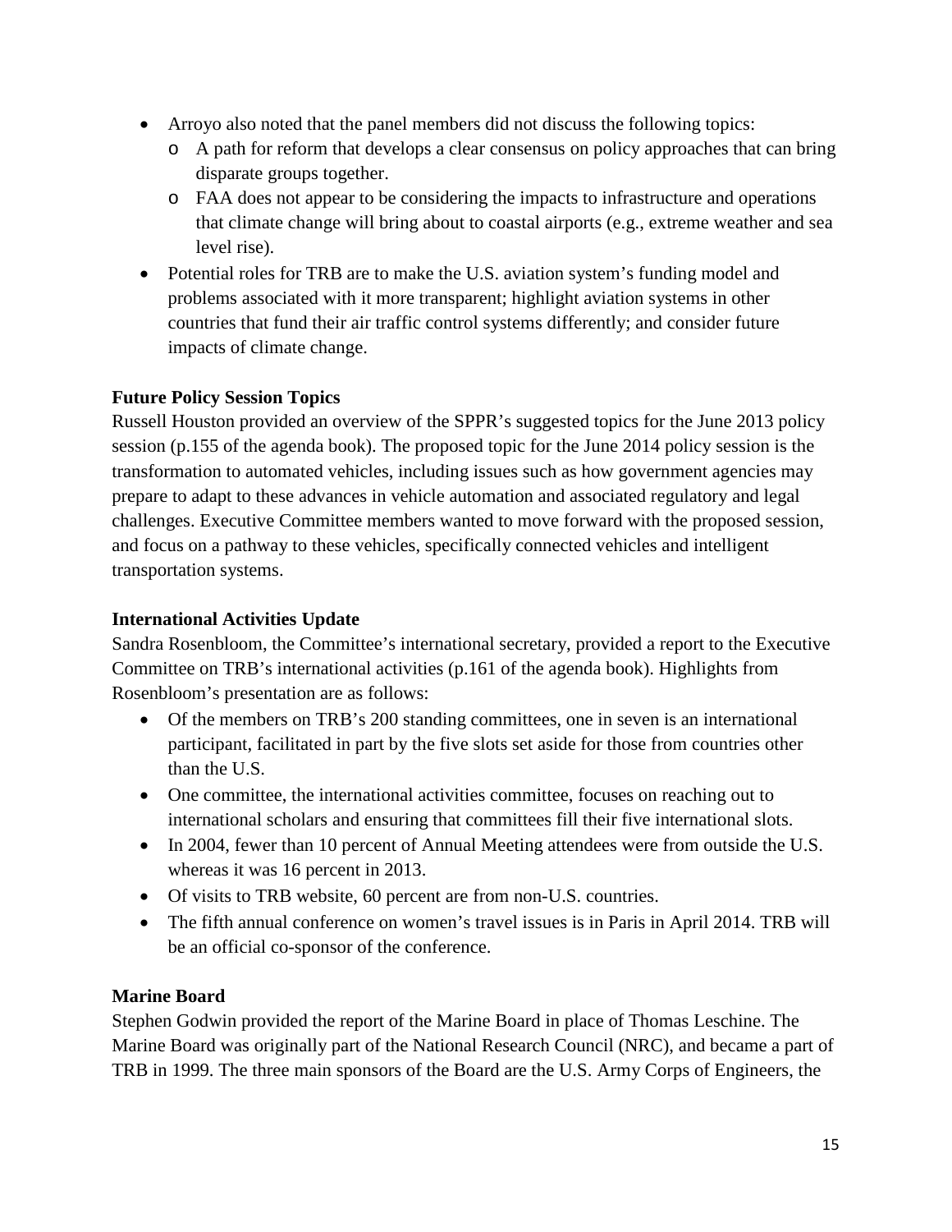- Arroyo also noted that the panel members did not discuss the following topics:
  - A path for reform that develops a clear consensus on policy approaches that can bring disparate groups together.
  - FAA does not appear to be considering the impacts to infrastructure and operations that climate change will bring about to coastal airports (e.g., extreme weather and sea level rise).
- Potential roles for TRB are to make the U.S. aviation system's funding model and problems associated with it more transparent; highlight aviation systems in other countries that fund their air traffic control systems differently; and consider future impacts of climate change.

**Future Policy Session Topics**

Russell Houston provided an overview of the SPPR's suggested topics for the June 2013 policy session (p.155 of the agenda book). The proposed topic for the June 2014 policy session is the transformation to automated vehicles, including issues such as how government agencies may prepare to adapt to these advances in vehicle automation and associated regulatory and legal challenges. Executive Committee members wanted to move forward with the proposed session, and focus on a pathway to these vehicles, specifically connected vehicles and intelligent transportation systems.

**International Activities Update**

Sandra Rosenbloom, the Committee's international secretary, provided a report to the Executive Committee on TRB's international activities (p.161 of the agenda book). Highlights from Rosenbloom's presentation are as follows:

- Of the members on TRB's 200 standing committees, one in seven is an international participant, facilitated in part by the five slots set aside for those from countries other than the U.S.
- One committee, the international activities committee, focuses on reaching out to international scholars and ensuring that committees fill their five international slots.
- In 2004, fewer than 10 percent of Annual Meeting attendees were from outside the U.S. whereas it was 16 percent in 2013.
- Of visits to TRB website, 60 percent are from non-U.S. countries.
- The fifth annual conference on women's travel issues is in Paris in April 2014. TRB will be an official co-sponsor of the conference.

**Marine Board**

Stephen Godwin provided the report of the Marine Board in place of Thomas Leschine. The Marine Board was originally part of the National Research Council (NRC), and became a part of TRB in 1999. The three main sponsors of the Board are the U.S. Army Corps of Engineers, the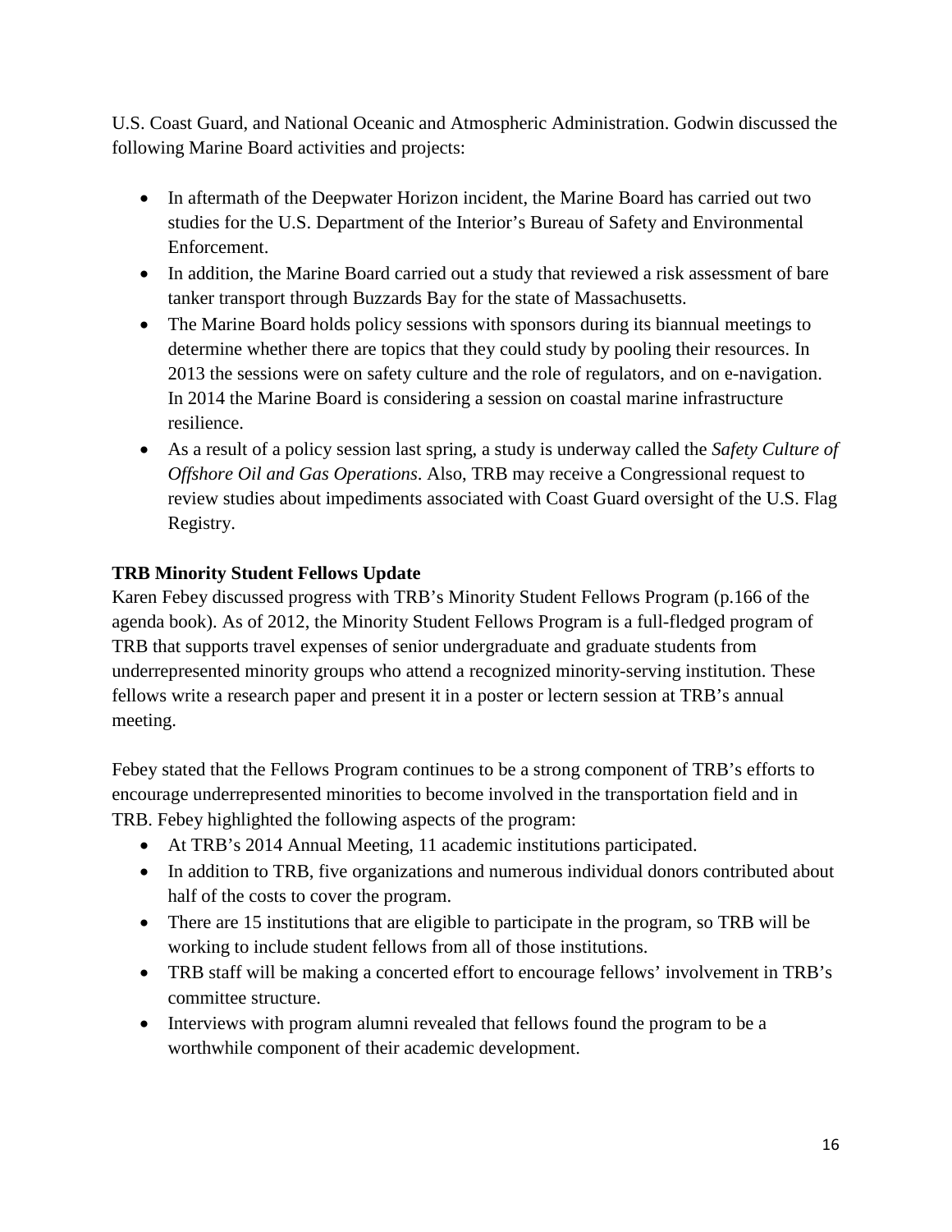U.S. Coast Guard, and National Oceanic and Atmospheric Administration. Godwin discussed the following Marine Board activities and projects:

- In aftermath of the Deepwater Horizon incident, the Marine Board has carried out two studies for the U.S. Department of the Interior's Bureau of Safety and Environmental Enforcement.
- In addition, the Marine Board carried out a study that reviewed a risk assessment of bare tanker transport through Buzzards Bay for the state of Massachusetts.
- The Marine Board holds policy sessions with sponsors during its biannual meetings to determine whether there are topics that they could study by pooling their resources. In 2013 the sessions were on safety culture and the role of regulators, and on e-navigation. In 2014 the Marine Board is considering a session on coastal marine infrastructure resilience.
- As a result of a policy session last spring, a study is underway called the *Safety Culture of Offshore Oil and Gas Operations*. Also, TRB may receive a Congressional request to review studies about impediments associated with Coast Guard oversight of the U.S. Flag Registry.

**TRB Minority Student Fellows Update**

Karen Febey discussed progress with TRB's Minority Student Fellows Program (p.166 of the agenda book). As of 2012, the Minority Student Fellows Program is a full-fledged program of TRB that supports travel expenses of senior undergraduate and graduate students from underrepresented minority groups who attend a recognized minority-serving institution. These fellows write a research paper and present it in a poster or lectern session at TRB's annual meeting.

Febey stated that the Fellows Program continues to be a strong component of TRB's efforts to encourage underrepresented minorities to become involved in the transportation field and in TRB. Febey highlighted the following aspects of the program:

- At TRB's 2014 Annual Meeting, 11 academic institutions participated.
- In addition to TRB, five organizations and numerous individual donors contributed about half of the costs to cover the program.
- There are 15 institutions that are eligible to participate in the program, so TRB will be working to include student fellows from all of those institutions.
- TRB staff will be making a concerted effort to encourage fellows' involvement in TRB's committee structure.
- Interviews with program alumni revealed that fellows found the program to be a worthwhile component of their academic development.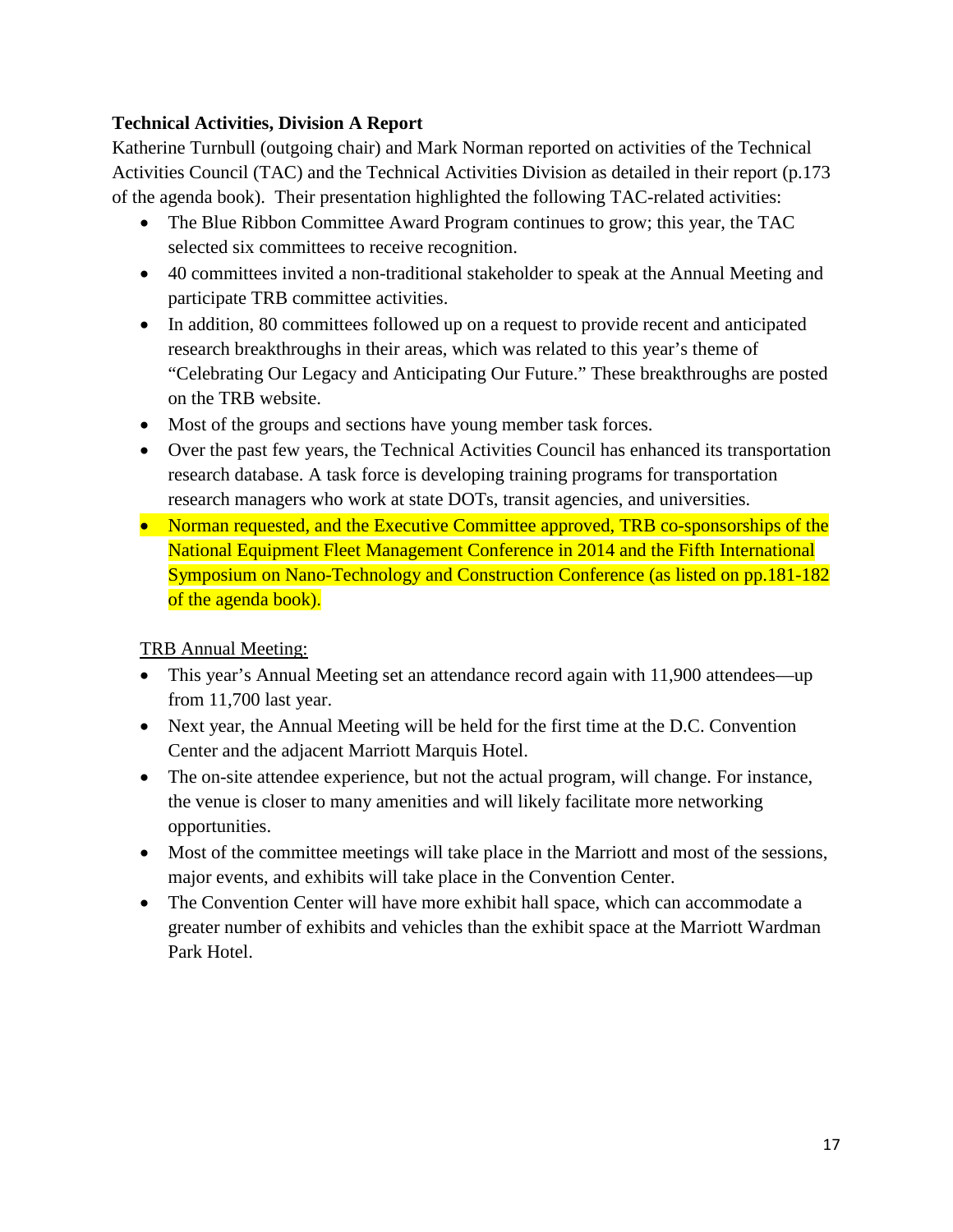**Technical Activities, Division A Report**

Katherine Turnbull (outgoing chair) and Mark Norman reported on activities of the Technical Activities Council (TAC) and the Technical Activities Division as detailed in their report (p.173 of the agenda book). Their presentation highlighted the following TAC-related activities:

- The Blue Ribbon Committee Award Program continues to grow; this year, the TAC selected six committees to receive recognition.
- 40 committees invited a non-traditional stakeholder to speak at the Annual Meeting and participate TRB committee activities.
- In addition, 80 committees followed up on a request to provide recent and anticipated research breakthroughs in their areas, which was related to this year's theme of "Celebrating Our Legacy and Anticipating Our Future." These breakthroughs are posted on the TRB website.
- Most of the groups and sections have young member task forces.
- Over the past few years, the Technical Activities Council has enhanced its transportation research database. A task force is developing training programs for transportation research managers who work at state DOTs, transit agencies, and universities.
- Norman requested, and the Executive Committee approved, TRB co-sponsorships of the National Equipment Fleet Management Conference in 2014 and the Fifth International Symposium on Nano-Technology and Construction Conference (as listed on pp.181-182 of the agenda book).

TRB Annual Meeting:

- This year's Annual Meeting set an attendance record again with 11,900 attendees—up from 11,700 last year.
- Next year, the Annual Meeting will be held for the first time at the D.C. Convention Center and the adjacent Marriott Marquis Hotel.
- The on-site attendee experience, but not the actual program, will change. For instance, the venue is closer to many amenities and will likely facilitate more networking opportunities.
- Most of the committee meetings will take place in the Marriott and most of the sessions, major events, and exhibits will take place in the Convention Center.
- The Convention Center will have more exhibit hall space, which can accommodate a greater number of exhibits and vehicles than the exhibit space at the Marriott Wardman Park Hotel.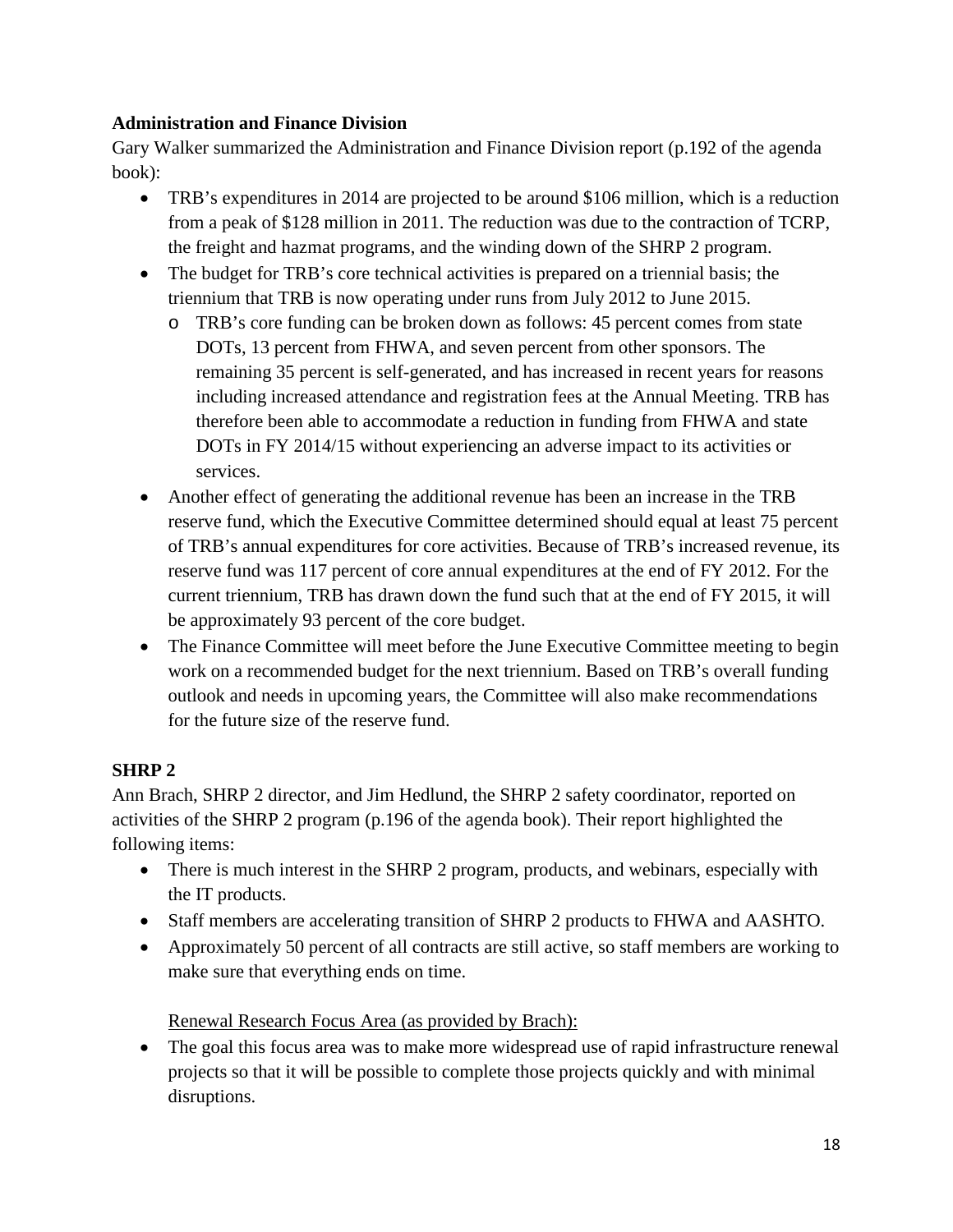**Administration and Finance Division**

Gary Walker summarized the Administration and Finance Division report (p.192 of the agenda book):

- TRB's expenditures in 2014 are projected to be around $106 million, which is a reduction from a peak of $128 million in 2011. The reduction was due to the contraction of TCRP, the freight and hazmat programs, and the winding down of the SHRP 2 program.
- The budget for TRB's core technical activities is prepared on a triennial basis; the triennium that TRB is now operating under runs from July 2012 to June 2015.
  - TRB's core funding can be broken down as follows: 45 percent comes from state DOTs, 13 percent from FHWA, and seven percent from other sponsors. The remaining 35 percent is self-generated, and has increased in recent years for reasons including increased attendance and registration fees at the Annual Meeting. TRB has therefore been able to accommodate a reduction in funding from FHWA and state DOTs in FY 2014/15 without experiencing an adverse impact to its activities or services.
- Another effect of generating the additional revenue has been an increase in the TRB reserve fund, which the Executive Committee determined should equal at least 75 percent of TRB's annual expenditures for core activities. Because of TRB's increased revenue, its reserve fund was 117 percent of core annual expenditures at the end of FY 2012. For the current triennium, TRB has drawn down the fund such that at the end of FY 2015, it will be approximately 93 percent of the core budget.
- The Finance Committee will meet before the June Executive Committee meeting to begin work on a recommended budget for the next triennium. Based on TRB's overall funding outlook and needs in upcoming years, the Committee will also make recommendations for the future size of the reserve fund.

**SHRP 2**

Ann Brach, SHRP 2 director, and Jim Hedlund, the SHRP 2 safety coordinator, reported on activities of the SHRP 2 program (p.196 of the agenda book). Their report highlighted the following items:

- There is much interest in the SHRP 2 program, products, and webinars, especially with the IT products.
- Staff members are accelerating transition of SHRP 2 products to FHWA and AASHTO.
- Approximately 50 percent of all contracts are still active, so staff members are working to make sure that everything ends on time.

Renewal Research Focus Area (as provided by Brach):

- The goal this focus area was to make more widespread use of rapid infrastructure renewal projects so that it will be possible to complete those projects quickly and with minimal disruptions.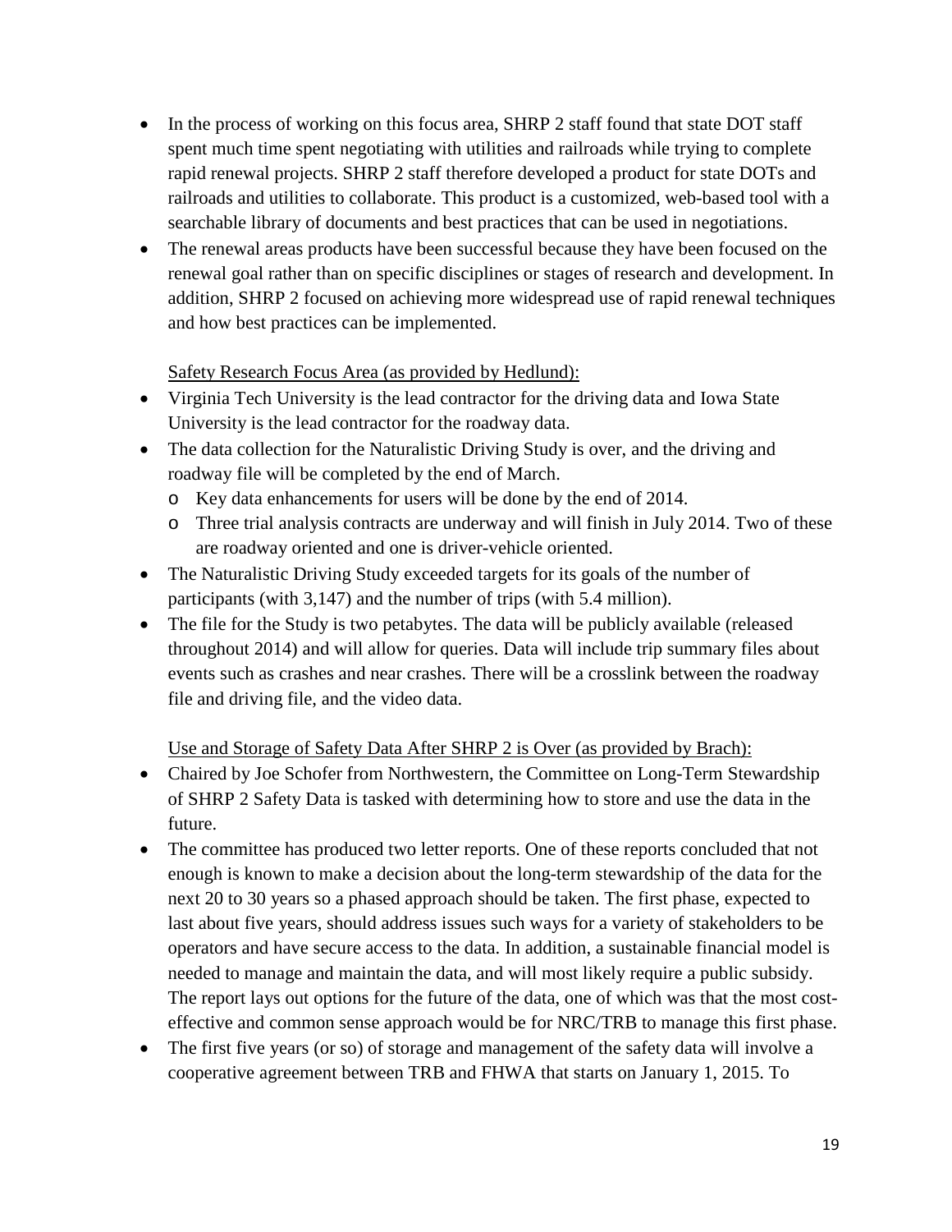- In the process of working on this focus area, SHRP 2 staff found that state DOT staff spent much time spent negotiating with utilities and railroads while trying to complete rapid renewal projects. SHRP 2 staff therefore developed a product for state DOTs and railroads and utilities to collaborate. This product is a customized, web-based tool with a searchable library of documents and best practices that can be used in negotiations.
- The renewal areas products have been successful because they have been focused on the renewal goal rather than on specific disciplines or stages of research and development. In addition, SHRP 2 focused on achieving more widespread use of rapid renewal techniques and how best practices can be implemented.

Safety Research Focus Area (as provided by Hedlund):

- Virginia Tech University is the lead contractor for the driving data and Iowa State University is the lead contractor for the roadway data.
- The data collection for the Naturalistic Driving Study is over, and the driving and roadway file will be completed by the end of March.
  - Key data enhancements for users will be done by the end of 2014.
  - Three trial analysis contracts are underway and will finish in July 2014. Two of these are roadway oriented and one is driver-vehicle oriented.
- The Naturalistic Driving Study exceeded targets for its goals of the number of participants (with 3,147) and the number of trips (with 5.4 million).
- The file for the Study is two petabytes. The data will be publicly available (released throughout 2014) and will allow for queries. Data will include trip summary files about events such as crashes and near crashes. There will be a crosslink between the roadway file and driving file, and the video data.

Use and Storage of Safety Data After SHRP 2 is Over (as provided by Brach):

- Chaired by Joe Schofer from Northwestern, the Committee on Long-Term Stewardship of SHRP 2 Safety Data is tasked with determining how to store and use the data in the future.
- The committee has produced two letter reports. One of these reports concluded that not enough is known to make a decision about the long-term stewardship of the data for the next 20 to 30 years so a phased approach should be taken. The first phase, expected to last about five years, should address issues such ways for a variety of stakeholders to be operators and have secure access to the data. In addition, a sustainable financial model is needed to manage and maintain the data, and will most likely require a public subsidy. The report lays out options for the future of the data, one of which was that the most cost-effective and common sense approach would be for NRC/TRB to manage this first phase.
- The first five years (or so) of storage and management of the safety data will involve a cooperative agreement between TRB and FHWA that starts on January 1, 2015. To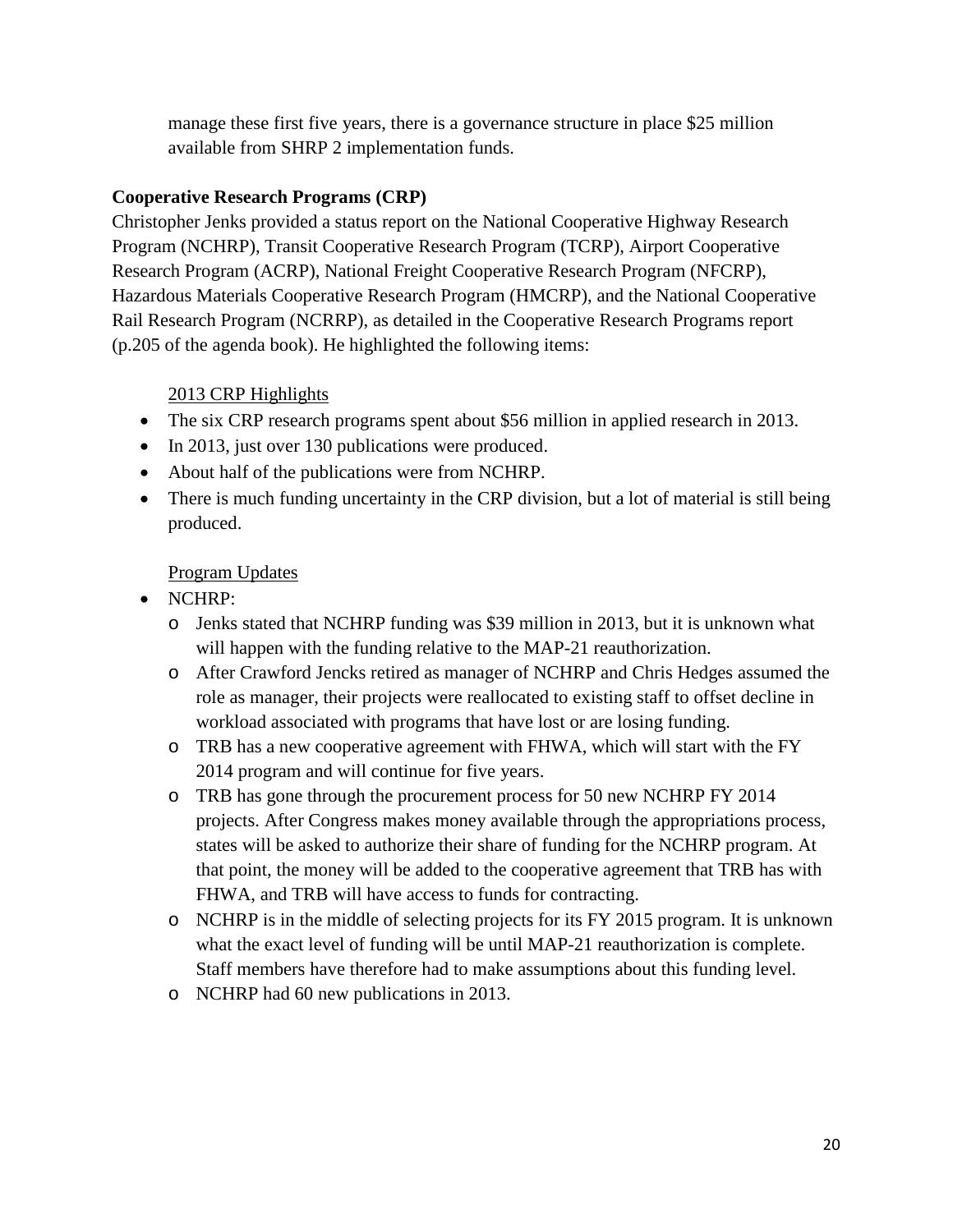manage these first five years, there is a governance structure in place $25 million available from SHRP 2 implementation funds.

**Cooperative Research Programs (CRP)**

Christopher Jenks provided a status report on the National Cooperative Highway Research Program (NCHRP), Transit Cooperative Research Program (TCRP), Airport Cooperative Research Program (ACRP), National Freight Cooperative Research Program (NFCRP), Hazardous Materials Cooperative Research Program (HMCRP), and the National Cooperative Rail Research Program (NCRRP), as detailed in the Cooperative Research Programs report (p.205 of the agenda book). He highlighted the following items:

<u>2013 CRP Highlights</u>

- The six CRP research programs spent about $56 million in applied research in 2013.
- In 2013, just over 130 publications were produced.
- About half of the publications were from NCHRP.
- There is much funding uncertainty in the CRP division, but a lot of material is still being produced.

<u>Program Updates</u>

- NCHRP:
  - Jenks stated that NCHRP funding was $39 million in 2013, but it is unknown what will happen with the funding relative to the MAP-21 reauthorization.
  - After Crawford Jencks retired as manager of NCHRP and Chris Hedges assumed the role as manager, their projects were reallocated to existing staff to offset decline in workload associated with programs that have lost or are losing funding.
  - TRB has a new cooperative agreement with FHWA, which will start with the FY 2014 program and will continue for five years.
  - TRB has gone through the procurement process for 50 new NCHRP FY 2014 projects. After Congress makes money available through the appropriations process, states will be asked to authorize their share of funding for the NCHRP program. At that point, the money will be added to the cooperative agreement that TRB has with FHWA, and TRB will have access to funds for contracting.
  - NCHRP is in the middle of selecting projects for its FY 2015 program. It is unknown what the exact level of funding will be until MAP-21 reauthorization is complete. Staff members have therefore had to make assumptions about this funding level.
  - NCHRP had 60 new publications in 2013.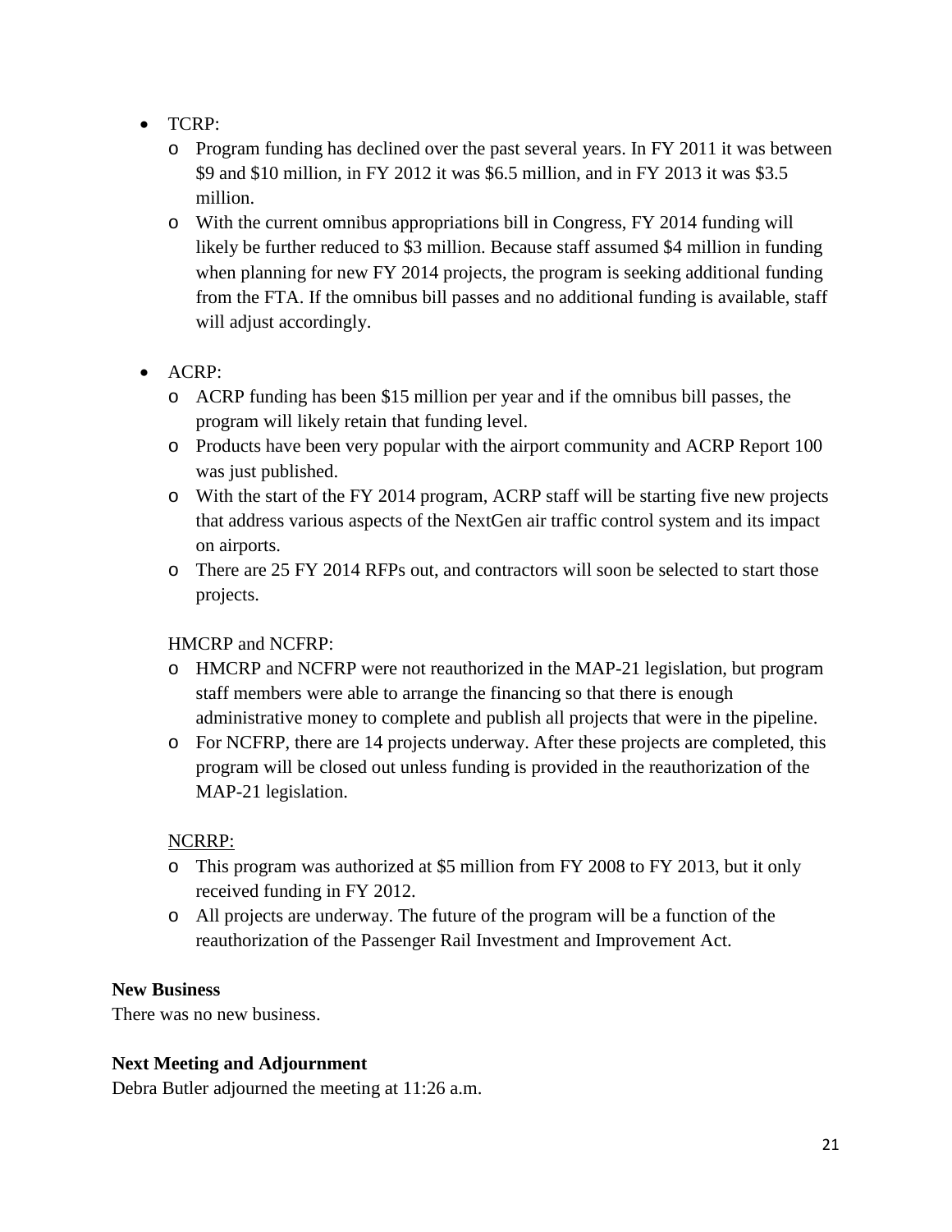- TCRP:
  - Program funding has declined over the past several years. In FY 2011 it was between $9 and $10 million, in FY 2012 it was $6.5 million, and in FY 2013 it was $3.5 million.
  - With the current omnibus appropriations bill in Congress, FY 2014 funding will likely be further reduced to $3 million. Because staff assumed $4 million in funding when planning for new FY 2014 projects, the program is seeking additional funding from the FTA. If the omnibus bill passes and no additional funding is available, staff will adjust accordingly.

- ACRP:
  - ACRP funding has been $15 million per year and if the omnibus bill passes, the program will likely retain that funding level.
  - Products have been very popular with the airport community and ACRP Report 100 was just published.
  - With the start of the FY 2014 program, ACRP staff will be starting five new projects that address various aspects of the NextGen air traffic control system and its impact on airports.
  - There are 25 FY 2014 RFPs out, and contractors will soon be selected to start those projects.

HMCRP and NCFRP:

- HMCRP and NCFRP were not reauthorized in the MAP-21 legislation, but program staff members were able to arrange the financing so that there is enough administrative money to complete and publish all projects that were in the pipeline.
- For NCFRP, there are 14 projects underway. After these projects are completed, this program will be closed out unless funding is provided in the reauthorization of the MAP-21 legislation.

NCRRP:

- This program was authorized at $5 million from FY 2008 to FY 2013, but it only received funding in FY 2012.
- All projects are underway. The future of the program will be a function of the reauthorization of the Passenger Rail Investment and Improvement Act.

**New Business**

There was no new business.

**Next Meeting and Adjournment**

Debra Butler adjourned the meeting at 11:26 a.m.